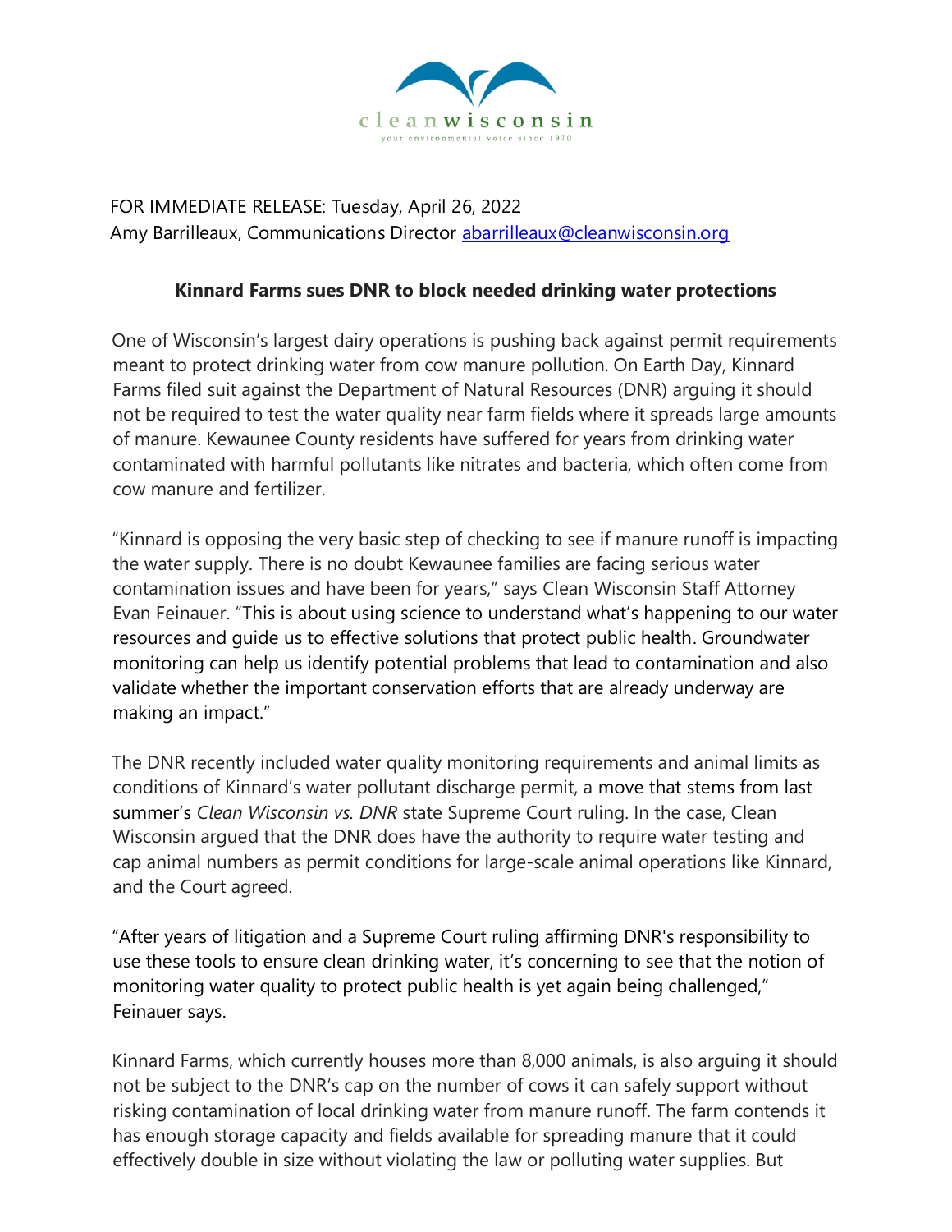clean wisconsin

your environmental voice since 1970

FOR IMMEDIATE RELEASE: Tuesday, April 26, 2022
Amy Barrilleaux, Communications Director abarrilleaux@cleanwisconsin.org

**Kinnard Farms sues DNR to block needed drinking water protections**

One of Wisconsin's largest dairy operations is pushing back against permit requirements meant to protect drinking water from cow manure pollution. On Earth Day, Kinnard Farms filed suit against the Department of Natural Resources (DNR) arguing it should not be required to test the water quality near farm fields where it spreads large amounts of manure. Kewaunee County residents have suffered for years from drinking water contaminated with harmful pollutants like nitrates and bacteria, which often come from cow manure and fertilizer.

"Kinnard is opposing the very basic step of checking to see if manure runoff is impacting the water supply. There is no doubt Kewaunee families are facing serious water contamination issues and have been for years," says Clean Wisconsin Staff Attorney Evan Feinauer. "This is about using science to understand what's happening to our water resources and guide us to effective solutions that protect public health. Groundwater monitoring can help us identify potential problems that lead to contamination and also validate whether the important conservation efforts that are already underway are making an impact."

The DNR recently included water quality monitoring requirements and animal limits as conditions of Kinnard's water pollutant discharge permit, a move that stems from last summer's *Clean Wisconsin vs. DNR* state Supreme Court ruling. In the case, Clean Wisconsin argued that the DNR does have the authority to require water testing and cap animal numbers as permit conditions for large-scale animal operations like Kinnard, and the Court agreed.

"After years of litigation and a Supreme Court ruling affirming DNR's responsibility to use these tools to ensure clean drinking water, it's concerning to see that the notion of monitoring water quality to protect public health is yet again being challenged," Feinauer says.

Kinnard Farms, which currently houses more than 8,000 animals, is also arguing it should not be subject to the DNR's cap on the number of cows it can safely support without risking contamination of local drinking water from manure runoff. The farm contends it has enough storage capacity and fields available for spreading manure that it could effectively double in size without violating the law or polluting water supplies. But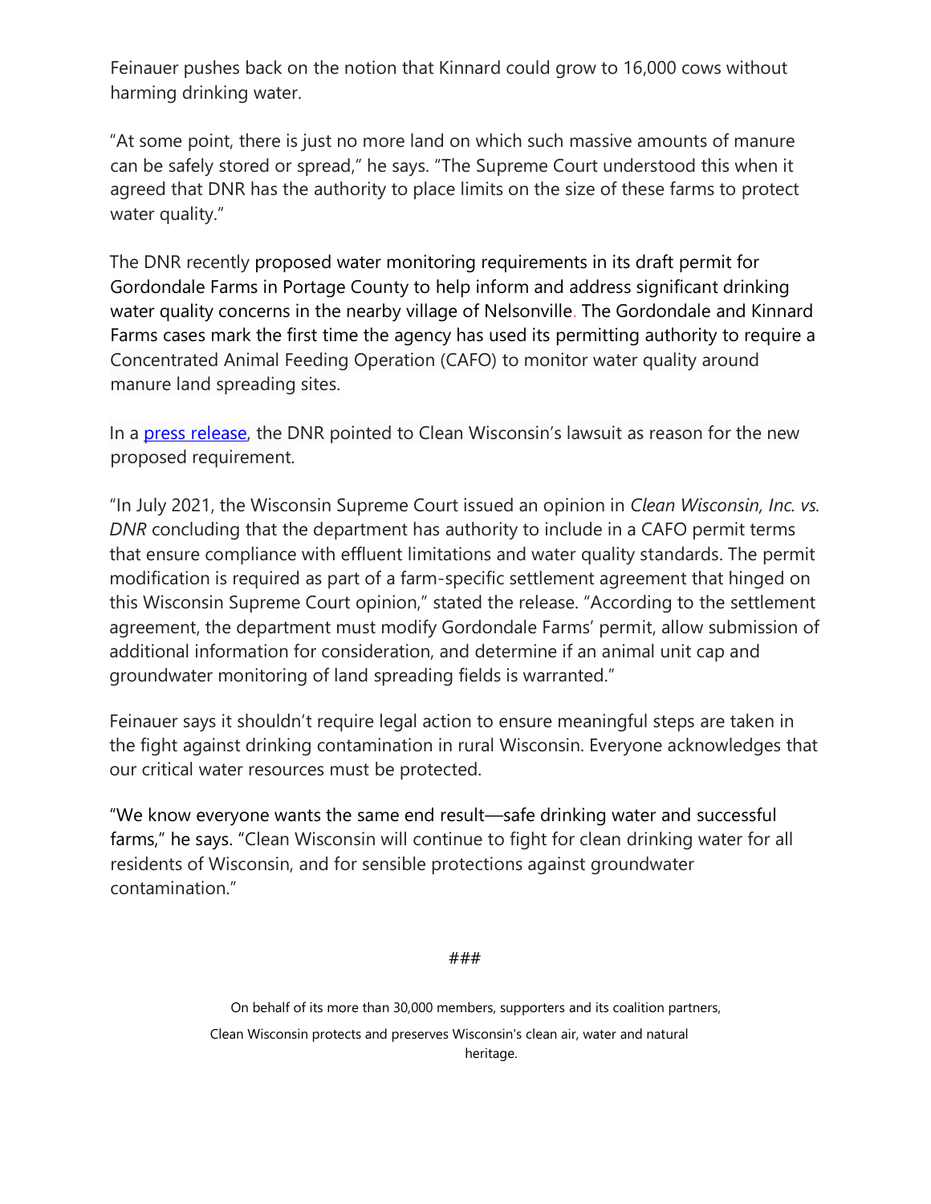Feinauer pushes back on the notion that Kinnard could grow to 16,000 cows without harming drinking water.

"At some point, there is just no more land on which such massive amounts of manure can be safely stored or spread," he says. "The Supreme Court understood this when it agreed that DNR has the authority to place limits on the size of these farms to protect water quality."

The DNR recently proposed water monitoring requirements in its draft permit for Gordondale Farms in Portage County to help inform and address significant drinking water quality concerns in the nearby village of Nelsonville. The Gordondale and Kinnard Farms cases mark the first time the agency has used its permitting authority to require a Concentrated Animal Feeding Operation (CAFO) to monitor water quality around manure land spreading sites.

In a press release, the DNR pointed to Clean Wisconsin's lawsuit as reason for the new proposed requirement.

"In July 2021, the Wisconsin Supreme Court issued an opinion in *Clean Wisconsin, Inc. vs. DNR* concluding that the department has authority to include in a CAFO permit terms that ensure compliance with effluent limitations and water quality standards. The permit modification is required as part of a farm-specific settlement agreement that hinged on this Wisconsin Supreme Court opinion," stated the release. "According to the settlement agreement, the department must modify Gordondale Farms' permit, allow submission of additional information for consideration, and determine if an animal unit cap and groundwater monitoring of land spreading fields is warranted."

Feinauer says it shouldn't require legal action to ensure meaningful steps are taken in the fight against drinking contamination in rural Wisconsin. Everyone acknowledges that our critical water resources must be protected.

"We know everyone wants the same end result—safe drinking water and successful farms," he says. "Clean Wisconsin will continue to fight for clean drinking water for all residents of Wisconsin, and for sensible protections against groundwater contamination."

###

On behalf of its more than 30,000 members, supporters and its coalition partners, Clean Wisconsin protects and preserves Wisconsin's clean air, water and natural heritage.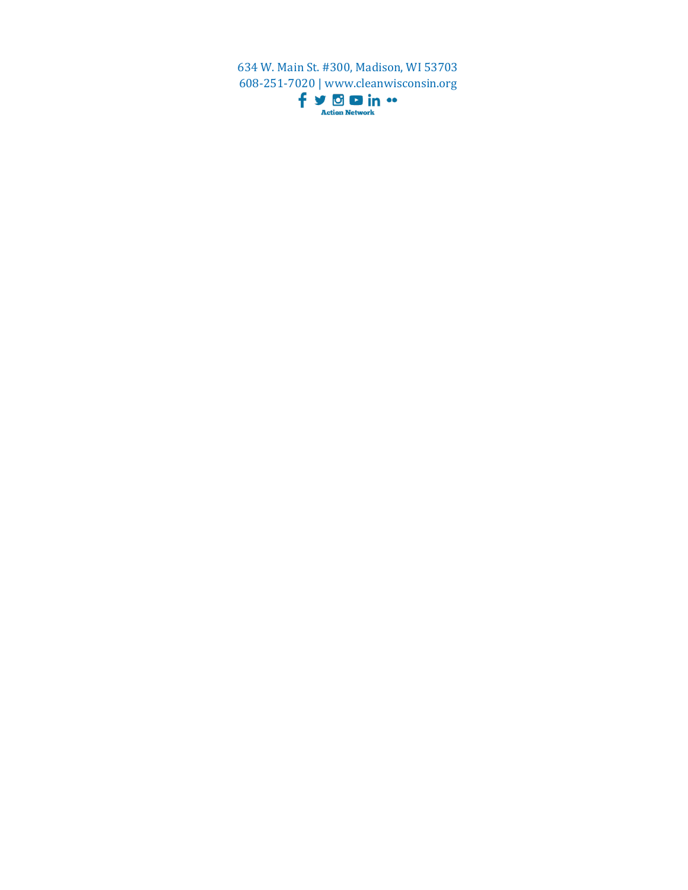634 W. Main St. #300, Madison, WI 53703
608-251-7020 | www.cleanwisconsin.org

Action Network